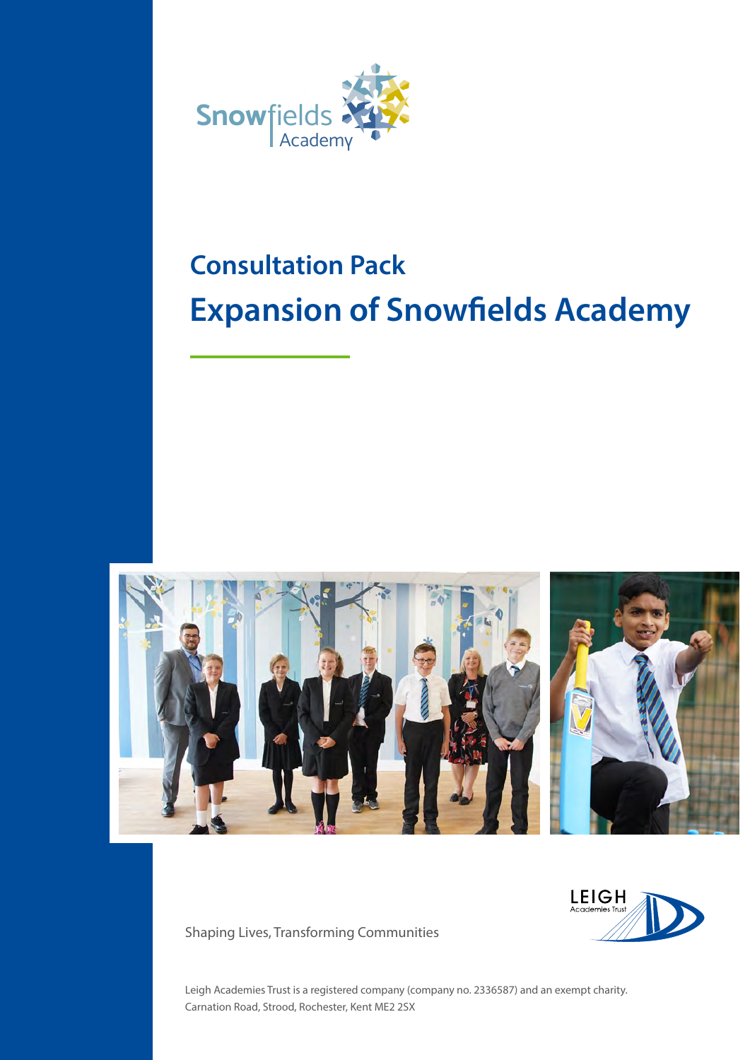Snowfields Academy

## Consultation Pack

# Expansion of Snowfields Academy

Shaping Lives, Transforming Communities

LEIGH Academies Trust

Leigh Academies Trust is a registered company (company no. 2336587) and an exempt charity.
Carnation Road, Strood, Rochester, Kent ME2 2SX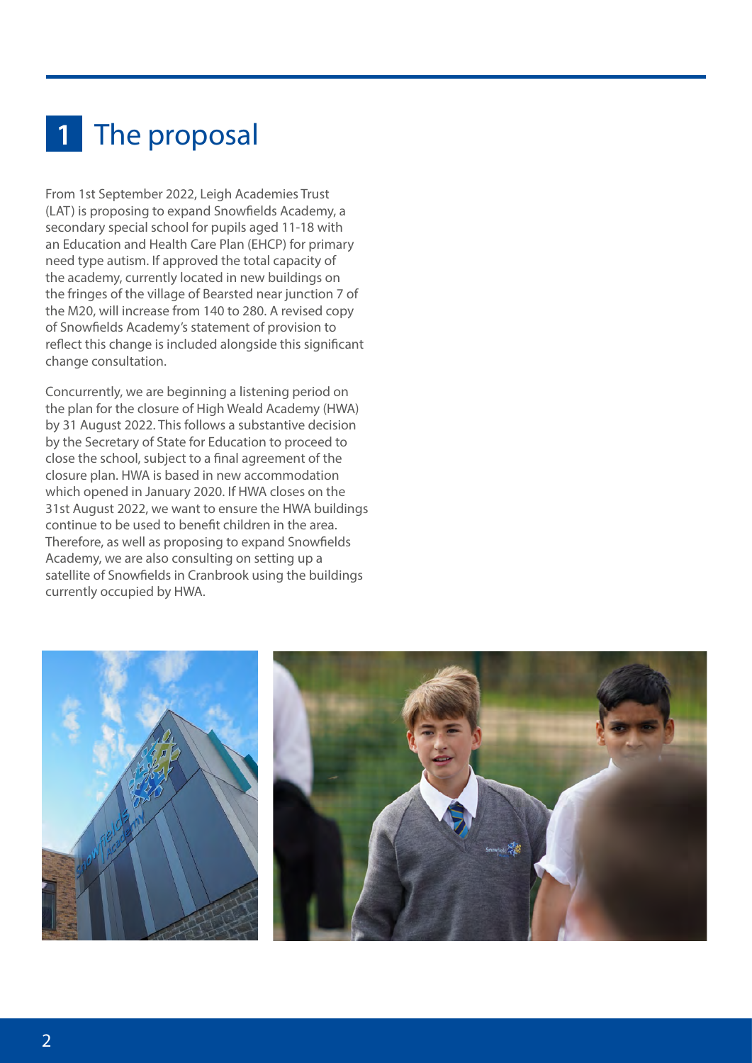# 1 The proposal

From 1st September 2022, Leigh Academies Trust (LAT) is proposing to expand Snowfields Academy, a secondary special school for pupils aged 11-18 with an Education and Health Care Plan (EHCP) for primary need type autism. If approved the total capacity of the academy, currently located in new buildings on the fringes of the village of Bearsted near junction 7 of the M20, will increase from 140 to 280. A revised copy of Snowfields Academy's statement of provision to reflect this change is included alongside this significant change consultation.

Concurrently, we are beginning a listening period on the plan for the closure of High Weald Academy (HWA) by 31 August 2022. This follows a substantive decision by the Secretary of State for Education to proceed to close the school, subject to a final agreement of the closure plan. HWA is based in new accommodation which opened in January 2020. If HWA closes on the 31st August 2022, we want to ensure the HWA buildings continue to be used to benefit children in the area. Therefore, as well as proposing to expand Snowfields Academy, we are also consulting on setting up a satellite of Snowfields in Cranbrook using the buildings currently occupied by HWA.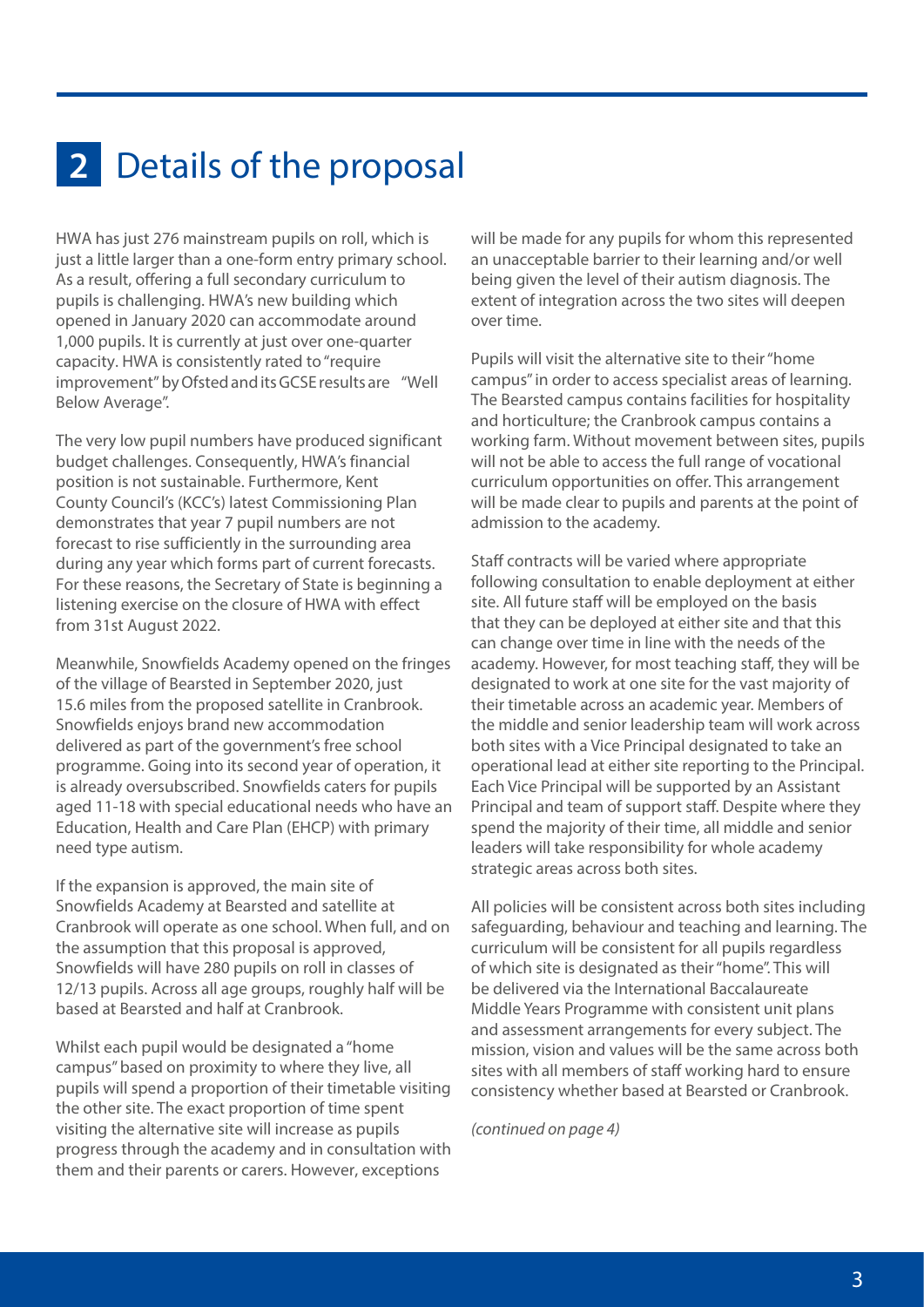## 2 Details of the proposal

HWA has just 276 mainstream pupils on roll, which is just a little larger than a one-form entry primary school. As a result, offering a full secondary curriculum to pupils is challenging. HWA's new building which opened in January 2020 can accommodate around 1,000 pupils. It is currently at just over one-quarter capacity. HWA is consistently rated to "require improvement" by Ofsted and its GCSE results are "Well Below Average".

The very low pupil numbers have produced significant budget challenges. Consequently, HWA's financial position is not sustainable. Furthermore, Kent County Council's (KCC's) latest Commissioning Plan demonstrates that year 7 pupil numbers are not forecast to rise sufficiently in the surrounding area during any year which forms part of current forecasts. For these reasons, the Secretary of State is beginning a listening exercise on the closure of HWA with effect from 31st August 2022.

Meanwhile, Snowfields Academy opened on the fringes of the village of Bearsted in September 2020, just 15.6 miles from the proposed satellite in Cranbrook. Snowfields enjoys brand new accommodation delivered as part of the government's free school programme. Going into its second year of operation, it is already oversubscribed. Snowfields caters for pupils aged 11-18 with special educational needs who have an Education, Health and Care Plan (EHCP) with primary need type autism.

If the expansion is approved, the main site of Snowfields Academy at Bearsted and satellite at Cranbrook will operate as one school. When full, and on the assumption that this proposal is approved, Snowfields will have 280 pupils on roll in classes of 12/13 pupils. Across all age groups, roughly half will be based at Bearsted and half at Cranbrook.

Whilst each pupil would be designated a "home campus" based on proximity to where they live, all pupils will spend a proportion of their timetable visiting the other site. The exact proportion of time spent visiting the alternative site will increase as pupils progress through the academy and in consultation with them and their parents or carers. However, exceptions will be made for any pupils for whom this represented an unacceptable barrier to their learning and/or well being given the level of their autism diagnosis. The extent of integration across the two sites will deepen over time.

Pupils will visit the alternative site to their "home campus" in order to access specialist areas of learning. The Bearsted campus contains facilities for hospitality and horticulture; the Cranbrook campus contains a working farm. Without movement between sites, pupils will not be able to access the full range of vocational curriculum opportunities on offer. This arrangement will be made clear to pupils and parents at the point of admission to the academy.

Staff contracts will be varied where appropriate following consultation to enable deployment at either site. All future staff will be employed on the basis that they can be deployed at either site and that this can change over time in line with the needs of the academy. However, for most teaching staff, they will be designated to work at one site for the vast majority of their timetable across an academic year. Members of the middle and senior leadership team will work across both sites with a Vice Principal designated to take an operational lead at either site reporting to the Principal. Each Vice Principal will be supported by an Assistant Principal and team of support staff. Despite where they spend the majority of their time, all middle and senior leaders will take responsibility for whole academy strategic areas across both sites.

All policies will be consistent across both sites including safeguarding, behaviour and teaching and learning. The curriculum will be consistent for all pupils regardless of which site is designated as their "home". This will be delivered via the International Baccalaureate Middle Years Programme with consistent unit plans and assessment arrangements for every subject. The mission, vision and values will be the same across both sites with all members of staff working hard to ensure consistency whether based at Bearsted or Cranbrook.

*(continued on page 4)*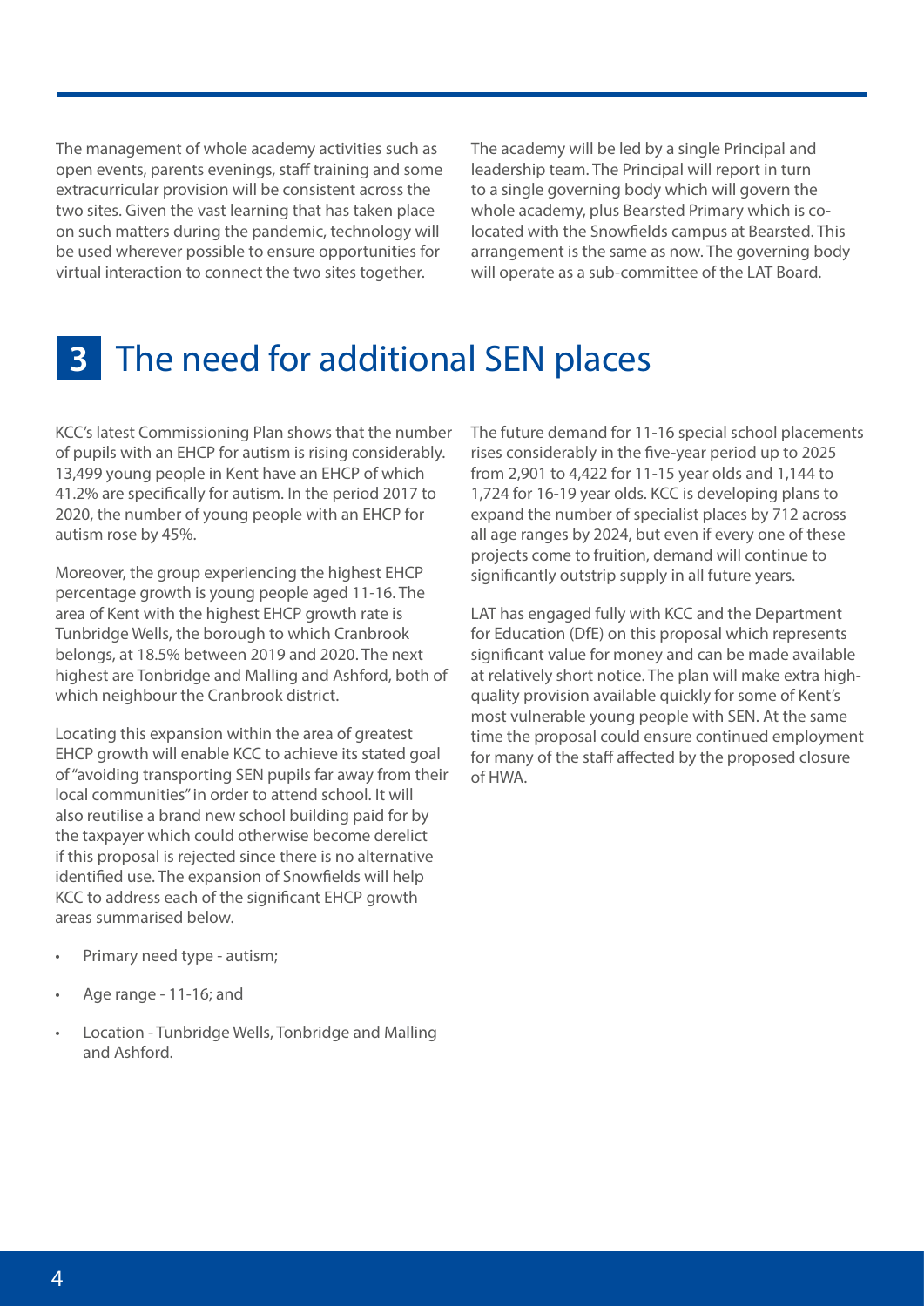The management of whole academy activities such as open events, parents evenings, staff training and some extracurricular provision will be consistent across the two sites. Given the vast learning that has taken place on such matters during the pandemic, technology will be used wherever possible to ensure opportunities for virtual interaction to connect the two sites together.

The academy will be led by a single Principal and leadership team. The Principal will report in turn to a single governing body which will govern the whole academy, plus Bearsted Primary which is co-located with the Snowfields campus at Bearsted. This arrangement is the same as now. The governing body will operate as a sub-committee of the LAT Board.

## 3 The need for additional SEN places

KCC's latest Commissioning Plan shows that the number of pupils with an EHCP for autism is rising considerably. 13,499 young people in Kent have an EHCP of which 41.2% are specifically for autism. In the period 2017 to 2020, the number of young people with an EHCP for autism rose by 45%.

Moreover, the group experiencing the highest EHCP percentage growth is young people aged 11-16. The area of Kent with the highest EHCP growth rate is Tunbridge Wells, the borough to which Cranbrook belongs, at 18.5% between 2019 and 2020. The next highest are Tonbridge and Malling and Ashford, both of which neighbour the Cranbrook district.

Locating this expansion within the area of greatest EHCP growth will enable KCC to achieve its stated goal of "avoiding transporting SEN pupils far away from their local communities" in order to attend school. It will also reutilise a brand new school building paid for by the taxpayer which could otherwise become derelict if this proposal is rejected since there is no alternative identified use. The expansion of Snowfields will help KCC to address each of the significant EHCP growth areas summarised below.

- Primary need type - autism;
- Age range - 11-16; and
- Location - Tunbridge Wells, Tonbridge and Malling and Ashford.

The future demand for 11-16 special school placements rises considerably in the five-year period up to 2025 from 2,901 to 4,422 for 11-15 year olds and 1,144 to 1,724 for 16-19 year olds. KCC is developing plans to expand the number of specialist places by 712 across all age ranges by 2024, but even if every one of these projects come to fruition, demand will continue to significantly outstrip supply in all future years.

LAT has engaged fully with KCC and the Department for Education (DfE) on this proposal which represents significant value for money and can be made available at relatively short notice. The plan will make extra high-quality provision available quickly for some of Kent's most vulnerable young people with SEN. At the same time the proposal could ensure continued employment for many of the staff affected by the proposed closure of HWA.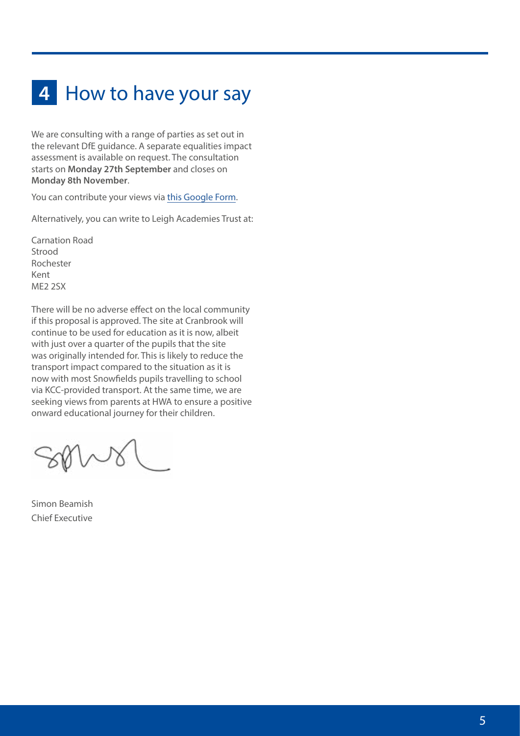# 4 How to have your say

We are consulting with a range of parties as set out in the relevant DfE guidance. A separate equalities impact assessment is available on request. The consultation starts on **Monday 27th September** and closes on **Monday 8th November**.

You can contribute your views via this Google Form.

Alternatively, you can write to Leigh Academies Trust at:

Carnation Road
Strood
Rochester
Kent
ME2 2SX

There will be no adverse effect on the local community if this proposal is approved. The site at Cranbrook will continue to be used for education as it is now, albeit with just over a quarter of the pupils that the site was originally intended for. This is likely to reduce the transport impact compared to the situation as it is now with most Snowfields pupils travelling to school via KCC-provided transport. At the same time, we are seeking views from parents at HWA to ensure a positive onward educational journey for their children.

Simon Beamish
Chief Executive